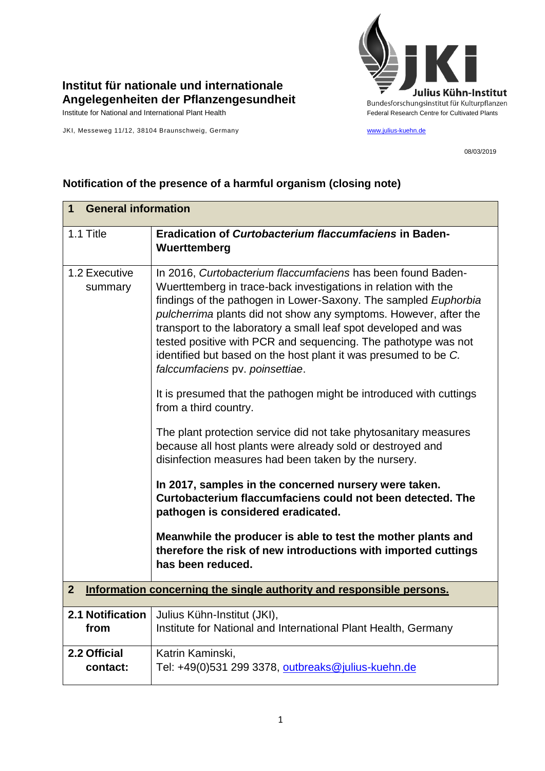**Institut für nationale und internationale Angelegenheiten der Pflanzengesundheit**

Institute for National and International Plant Health

JKI, Messeweg 11/12, 38104 Braunschweig, Germany

**Julius Kühn-Institut**

Bundesforschungsinstitut für Kulturpflanzen

Federal Research Centre for Cultivated Plants

www.julius-kuehn.de

08/03/2019

## Notification of the presence of a harmful organism (closing note)

| **1 General information** | |
|---|---|
| 1.1 Title | **Eradication of *Curtobacterium flaccumfaciens* in Baden-Wuerttemberg** |
| 1.2 Executive summary | In 2016, *Curtobacterium flaccumfaciens* has been found Baden-Wuerttemberg in trace-back investigations in relation with the findings of the pathogen in Lower-Saxony. The sampled *Euphorbia pulcherrima* plants did not show any symptoms. However, after the transport to the laboratory a small leaf spot developed and was tested positive with PCR and sequencing. The pathotype was not identified but based on the host plant it was presumed to be *C. falccumfaciens* pv. *poinsettiae*.<br><br>It is presumed that the pathogen might be introduced with cuttings from a third country.<br><br>The plant protection service did not take phytosanitary measures because all host plants were already sold or destroyed and disinfection measures had been taken by the nursery.<br><br>**In 2017, samples in the concerned nursery were taken. Curtobacterium flaccumfaciens could not been detected. The pathogen is considered eradicated.**<br><br>**Meanwhile the producer is able to test the mother plants and therefore the risk of new introductions with imported cuttings has been reduced.** |
| **2 Information concerning the single authority and responsible persons.** | |
| **2.1 Notification from** | Julius Kühn-Institut (JKI),<br>Institute for National and International Plant Health, Germany |
| **2.2 Official contact:** | Katrin Kaminski,<br>Tel: +49(0)531 299 3378, outbreaks@julius-kuehn.de |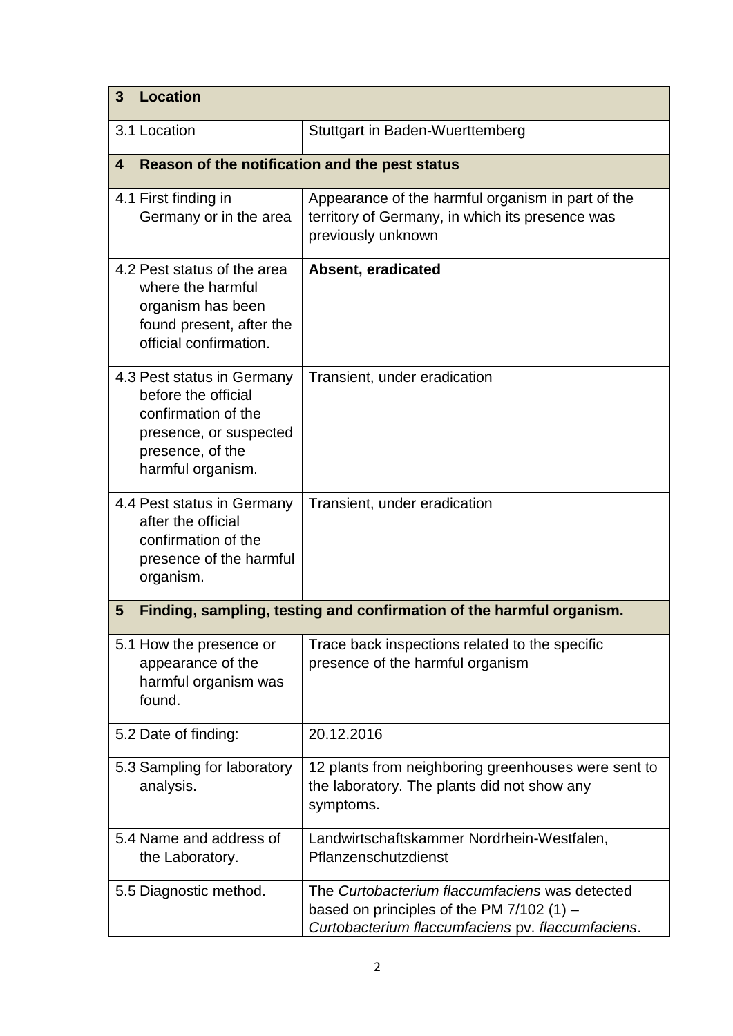| **3 Location** | |
|---|---|
| 3.1 Location | Stuttgart in Baden-Wuerttemberg |
| **4 Reason of the notification and the pest status** | |
| 4.1 First finding in Germany or in the area | Appearance of the harmful organism in part of the territory of Germany, in which its presence was previously unknown |
| 4.2 Pest status of the area where the harmful organism has been found present, after the official confirmation. | **Absent, eradicated** |
| 4.3 Pest status in Germany before the official confirmation of the presence, or suspected presence, of the harmful organism. | Transient, under eradication |
| 4.4 Pest status in Germany after the official confirmation of the presence of the harmful organism. | Transient, under eradication |
| **5 Finding, sampling, testing and confirmation of the harmful organism.** | |
| 5.1 How the presence or appearance of the harmful organism was found. | Trace back inspections related to the specific presence of the harmful organism |
| 5.2 Date of finding: | 20.12.2016 |
| 5.3 Sampling for laboratory analysis. | 12 plants from neighboring greenhouses were sent to the laboratory. The plants did not show any symptoms. |
| 5.4 Name and address of the Laboratory. | Landwirtschaftskammer Nordrhein-Westfalen, Pflanzenschutzdienst |
| 5.5 Diagnostic method. | The *Curtobacterium flaccumfaciens* was detected based on principles of the PM 7/102 (1) – *Curtobacterium flaccumfaciens* pv. *flaccumfaciens*. |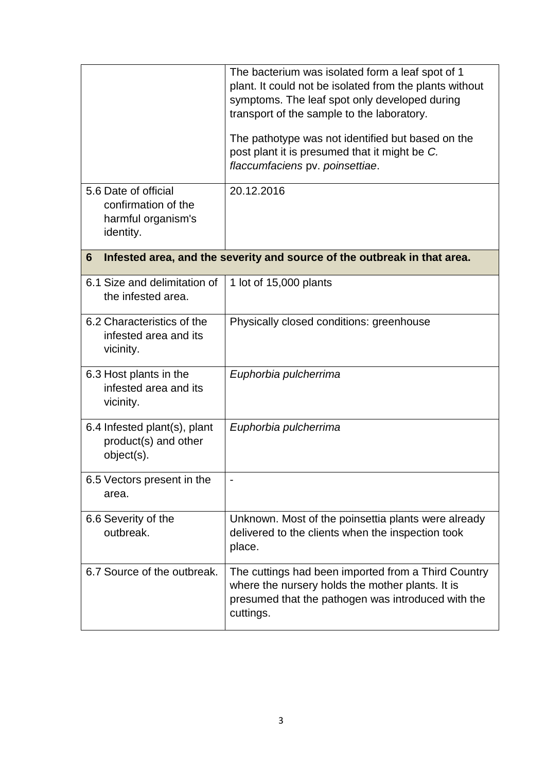| | |
|---|---|
| | The bacterium was isolated form a leaf spot of 1 plant. It could not be isolated from the plants without symptoms. The leaf spot only developed during transport of the sample to the laboratory.<br><br>The pathotype was not identified but based on the post plant it is presumed that it might be *C. flaccumfaciens* pv. *poinsettiae*. |
| 5.6 Date of official confirmation of the harmful organism's identity. | 20.12.2016 |
| **6 Infested area, and the severity and source of the outbreak in that area.** | |
| 6.1 Size and delimitation of the infested area. | 1 lot of 15,000 plants |
| 6.2 Characteristics of the infested area and its vicinity. | Physically closed conditions: greenhouse |
| 6.3 Host plants in the infested area and its vicinity. | *Euphorbia pulcherrima* |
| 6.4 Infested plant(s), plant product(s) and other object(s). | *Euphorbia pulcherrima* |
| 6.5 Vectors present in the area. | - |
| 6.6 Severity of the outbreak. | Unknown. Most of the poinsettia plants were already delivered to the clients when the inspection took place. |
| 6.7 Source of the outbreak. | The cuttings had been imported from a Third Country where the nursery holds the mother plants. It is presumed that the pathogen was introduced with the cuttings. |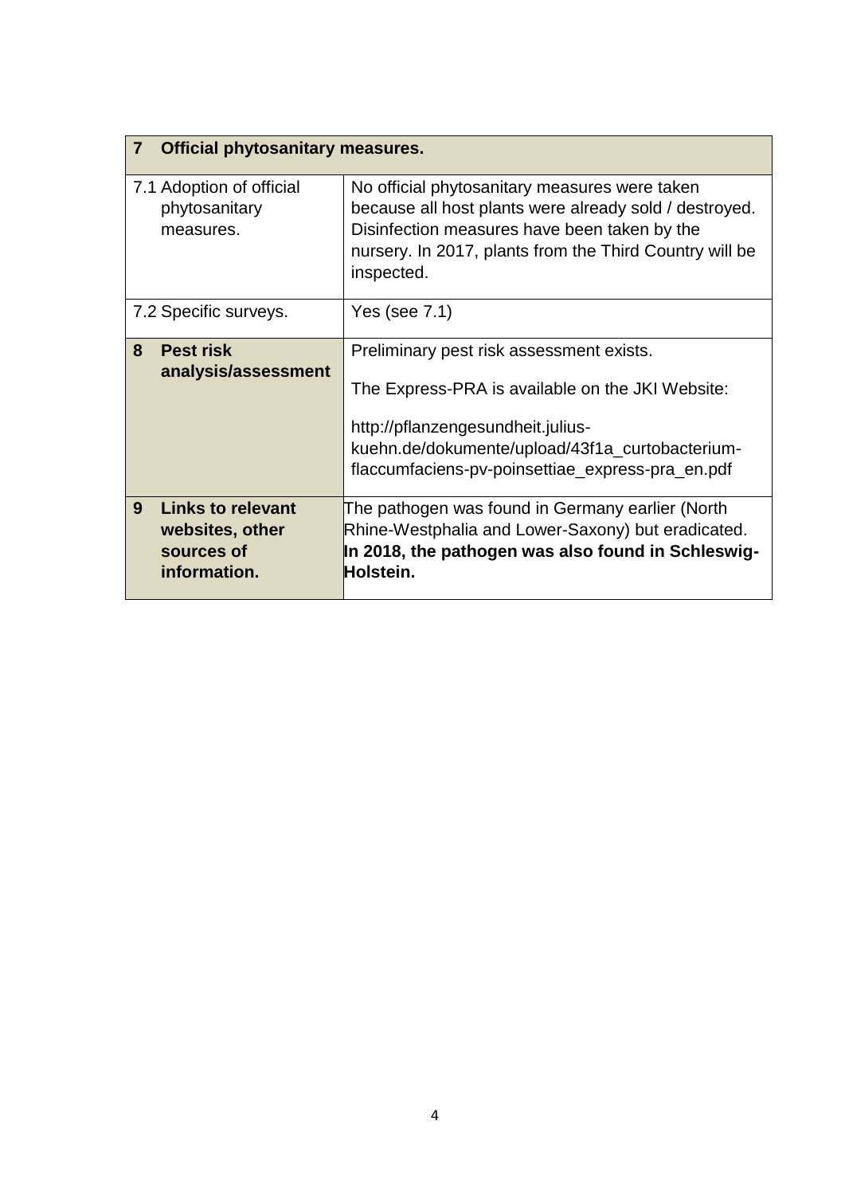| **7 Official phytosanitary measures.** | |
|---|---|
| 7.1 Adoption of official phytosanitary measures. | No official phytosanitary measures were taken because all host plants were already sold / destroyed. Disinfection measures have been taken by the nursery. In 2017, plants from the Third Country will be inspected. |
| 7.2 Specific surveys. | Yes (see 7.1) |
| **8 Pest risk analysis/assessment** | Preliminary pest risk assessment exists.<br><br>The Express-PRA is available on the JKI Website:<br><br>http://pflanzengesundheit.julius-kuehn.de/dokumente/upload/43f1a_curtobacterium-flaccumfaciens-pv-poinsettiae_express-pra_en.pdf |
| **9 Links to relevant websites, other sources of information.** | The pathogen was found in Germany earlier (North Rhine-Westphalia and Lower-Saxony) but eradicated. **In 2018, the pathogen was also found in Schleswig-Holstein.** |